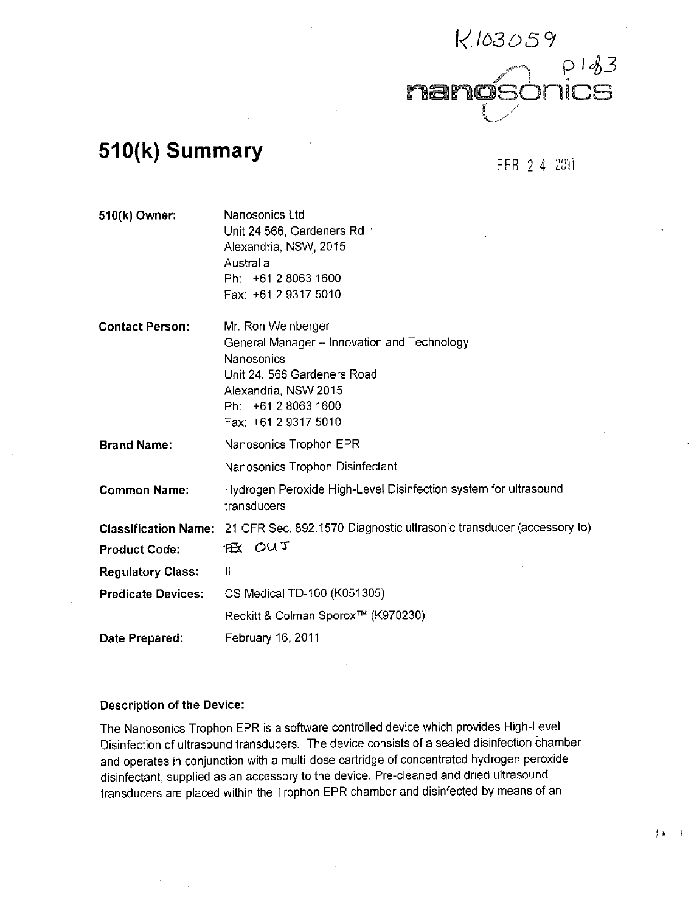K103059

p 1 of 3

nanosonics

# 510(k) Summary

FEB 24 2011

| | |
|---|---|
| **510(k) Owner:** | Nanosonics Ltd<br>Unit 24 566, Gardeners Rd<br>Alexandria, NSW, 2015<br>Australia<br>Ph: +61 2 8063 1600<br>Fax: +61 2 9317 5010 |
| **Contact Person:** | Mr. Ron Weinberger<br>General Manager – Innovation and Technology<br>Nanosonics<br>Unit 24, 566 Gardeners Road<br>Alexandria, NSW 2015<br>Ph: +61 2 8063 1600<br>Fax: +61 2 9317 5010 |
| **Brand Name:** | Nanosonics Trophon EPR<br>Nanosonics Trophon Disinfectant |
| **Common Name:** | Hydrogen Peroxide High-Level Disinfection system for ultrasound transducers |
| **Classification Name:** | 21 CFR Sec. 892.1570 Diagnostic ultrasonic transducer (accessory to) |
| **Product Code:** | ~~ITX~~ OUJ |
| **Regulatory Class:** | II |
| **Predicate Devices:** | CS Medical TD-100 (K051305)<br>Reckitt & Colman Sporox™ (K970230) |
| **Date Prepared:** | February 16, 2011 |

### Description of the Device:

The Nanosonics Trophon EPR is a software controlled device which provides High-Level Disinfection of ultrasound transducers. The device consists of a sealed disinfection chamber and operates in conjunction with a multi-dose cartridge of concentrated hydrogen peroxide disinfectant, supplied as an accessory to the device. Pre-cleaned and dried ultrasound transducers are placed within the Trophon EPR chamber and disinfected by means of an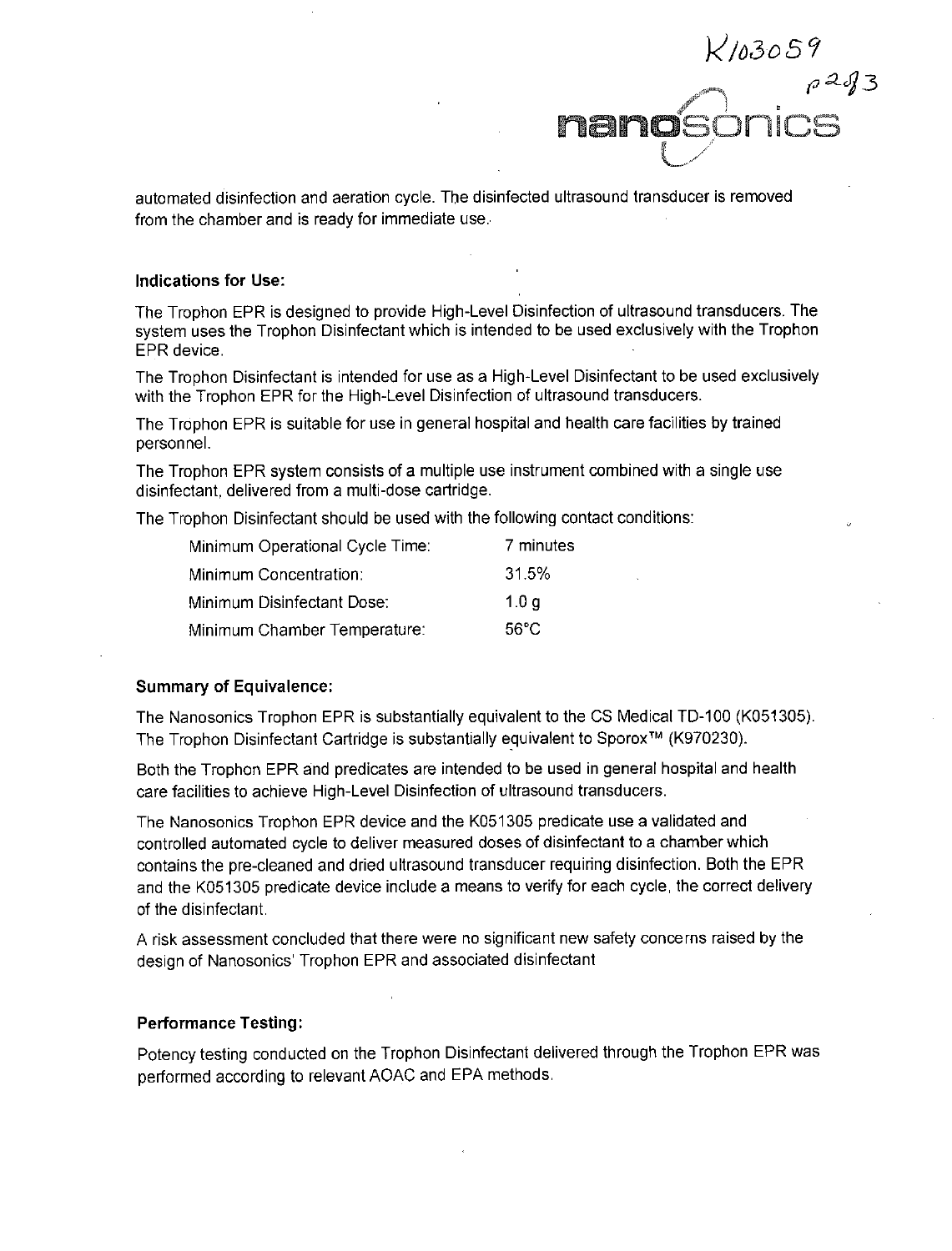automated disinfection and aeration cycle. The disinfected ultrasound transducer is removed from the chamber and is ready for immediate use.

### Indications for Use:

The Trophon EPR is designed to provide High-Level Disinfection of ultrasound transducers. The system uses the Trophon Disinfectant which is intended to be used exclusively with the Trophon EPR device.

The Trophon Disinfectant is intended for use as a High-Level Disinfectant to be used exclusively with the Trophon EPR for the High-Level Disinfection of ultrasound transducers.

The Trophon EPR is suitable for use in general hospital and health care facilities by trained personnel.

The Trophon EPR system consists of a multiple use instrument combined with a single use disinfectant, delivered from a multi-dose cartridge.

The Trophon Disinfectant should be used with the following contact conditions:

| | |
|---|---|
| Minimum Operational Cycle Time: | 7 minutes |
| Minimum Concentration: | 31.5% |
| Minimum Disinfectant Dose: | 1.0 g |
| Minimum Chamber Temperature: | 56°C |

### Summary of Equivalence:

The Nanosonics Trophon EPR is substantially equivalent to the CS Medical TD-100 (K051305). The Trophon Disinfectant Cartridge is substantially equivalent to Sporox™ (K970230).

Both the Trophon EPR and predicates are intended to be used in general hospital and health care facilities to achieve High-Level Disinfection of ultrasound transducers.

The Nanosonics Trophon EPR device and the K051305 predicate use a validated and controlled automated cycle to deliver measured doses of disinfectant to a chamber which contains the pre-cleaned and dried ultrasound transducer requiring disinfection. Both the EPR and the K051305 predicate device include a means to verify for each cycle, the correct delivery of the disinfectant.

A risk assessment concluded that there were no significant new safety concerns raised by the design of Nanosonics' Trophon EPR and associated disinfectant

### Performance Testing:

Potency testing conducted on the Trophon Disinfectant delivered through the Trophon EPR was performed according to relevant AOAC and EPA methods.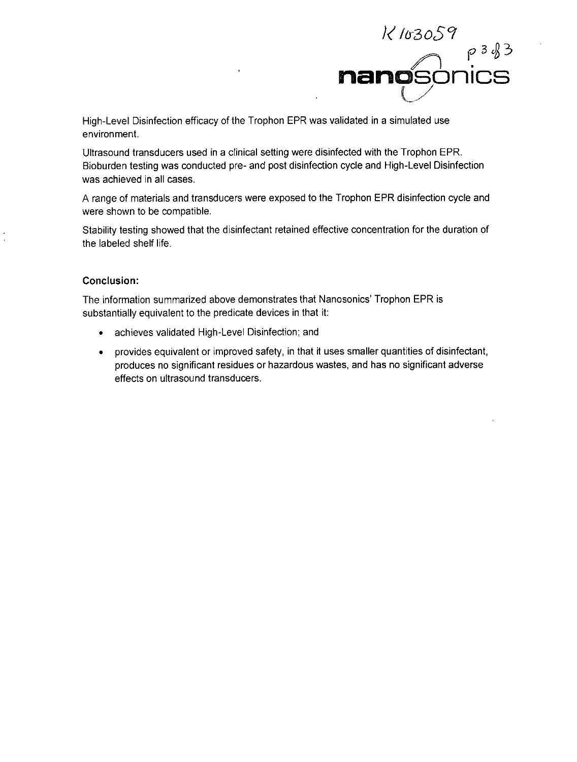High-Level Disinfection efficacy of the Trophon EPR was validated in a simulated use environment.

Ultrasound transducers used in a clinical setting were disinfected with the Trophon EPR. Bioburden testing was conducted pre- and post disinfection cycle and High-Level Disinfection was achieved in all cases.

A range of materials and transducers were exposed to the Trophon EPR disinfection cycle and were shown to be compatible.

Stability testing showed that the disinfectant retained effective concentration for the duration of the labeled shelf life.

**Conclusion:**

The information summarized above demonstrates that Nanosonics' Trophon EPR is substantially equivalent to the predicate devices in that it:

- achieves validated High-Level Disinfection; and
- provides equivalent or improved safety, in that it uses smaller quantities of disinfectant, produces no significant residues or hazardous wastes, and has no significant adverse effects on ultrasound transducers.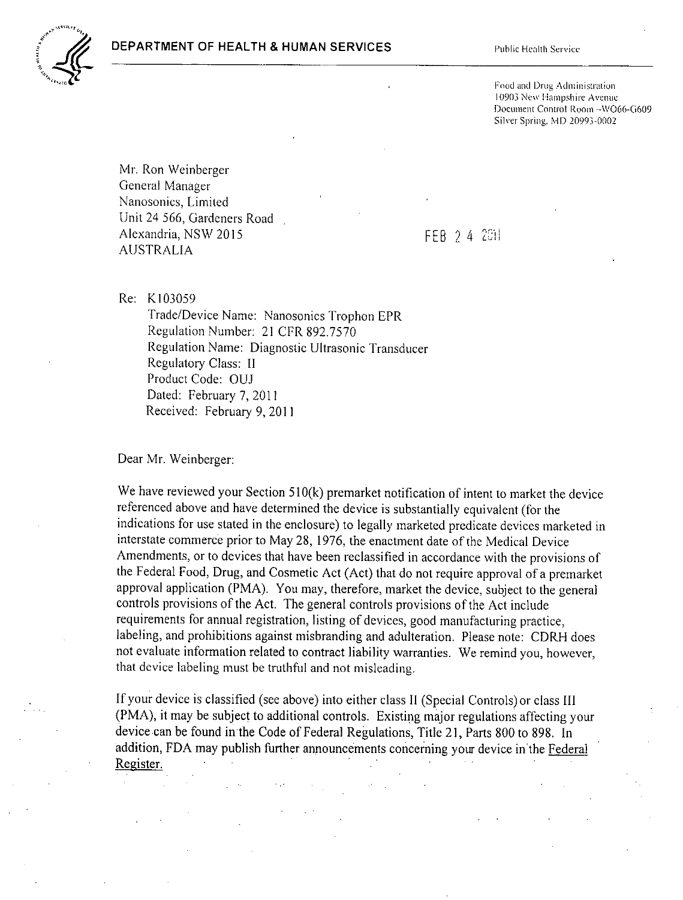**DEPARTMENT OF HEALTH & HUMAN SERVICES**

Public Health Service

Food and Drug Administration
10903 New Hampshire Avenue
Document Control Room –WO66-G609
Silver Spring, MD 20993-0002

Mr. Ron Weinberger
General Manager
Nanosonics, Limited
Unit 24 566, Gardeners Road
Alexandria, NSW 2015
AUSTRALIA

FEB 2 4 2011

Re: K103059
Trade/Device Name: Nanosonics Trophon EPR
Regulation Number: 21 CFR 892.7570
Regulation Name: Diagnostic Ultrasonic Transducer
Regulatory Class: II
Product Code: OUJ
Dated: February 7, 2011
Received: February 9, 2011

Dear Mr. Weinberger:

We have reviewed your Section 510(k) premarket notification of intent to market the device referenced above and have determined the device is substantially equivalent (for the indications for use stated in the enclosure) to legally marketed predicate devices marketed in interstate commerce prior to May 28, 1976, the enactment date of the Medical Device Amendments, or to devices that have been reclassified in accordance with the provisions of the Federal Food, Drug, and Cosmetic Act (Act) that do not require approval of a premarket approval application (PMA). You may, therefore, market the device, subject to the general controls provisions of the Act. The general controls provisions of the Act include requirements for annual registration, listing of devices, good manufacturing practice, labeling, and prohibitions against misbranding and adulteration. Please note: CDRH does not evaluate information related to contract liability warranties. We remind you, however, that device labeling must be truthful and not misleading.

If your device is classified (see above) into either class II (Special Controls) or class III (PMA), it may be subject to additional controls. Existing major regulations affecting your device can be found in the Code of Federal Regulations, Title 21, Parts 800 to 898. In addition, FDA may publish further announcements concerning your device in the Federal Register.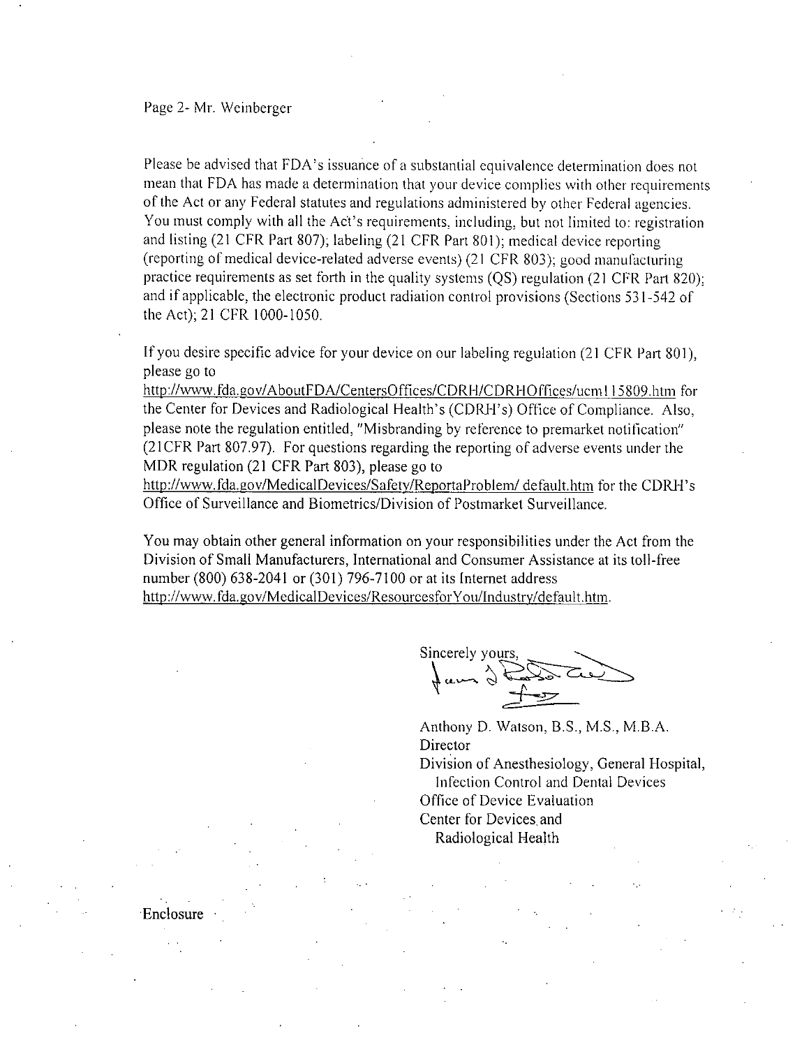Please be advised that FDA's issuance of a substantial equivalence determination does not mean that FDA has made a determination that your device complies with other requirements of the Act or any Federal statutes and regulations administered by other Federal agencies. You must comply with all the Act's requirements, including, but not limited to: registration and listing (21 CFR Part 807); labeling (21 CFR Part 801); medical device reporting (reporting of medical device-related adverse events) (21 CFR 803); good manufacturing practice requirements as set forth in the quality systems (QS) regulation (21 CFR Part 820); and if applicable, the electronic product radiation control provisions (Sections 531-542 of the Act); 21 CFR 1000-1050.

If you desire specific advice for your device on our labeling regulation (21 CFR Part 801), please go to http://www.fda.gov/AboutFDA/CentersOffices/CDRH/CDRHOffices/ucm115809.htm for the Center for Devices and Radiological Health's (CDRH's) Office of Compliance. Also, please note the regulation entitled, "Misbranding by reference to premarket notification" (21CFR Part 807.97). For questions regarding the reporting of adverse events under the MDR regulation (21 CFR Part 803), please go to http://www.fda.gov/MedicalDevices/Safety/ReportaProblem/ default.htm for the CDRH's Office of Surveillance and Biometrics/Division of Postmarket Surveillance.

You may obtain other general information on your responsibilities under the Act from the Division of Small Manufacturers, International and Consumer Assistance at its toll-free number (800) 638-2041 or (301) 796-7100 or at its Internet address http://www.fda.gov/MedicalDevices/ResourcesforYou/Industry/default.htm.

Sincerely yours,

Anthony D. Watson, B.S., M.S., M.B.A.
Director
Division of Anesthesiology, General Hospital,
Infection Control and Dental Devices
Office of Device Evaluation
Center for Devices and
Radiological Health

Enclosure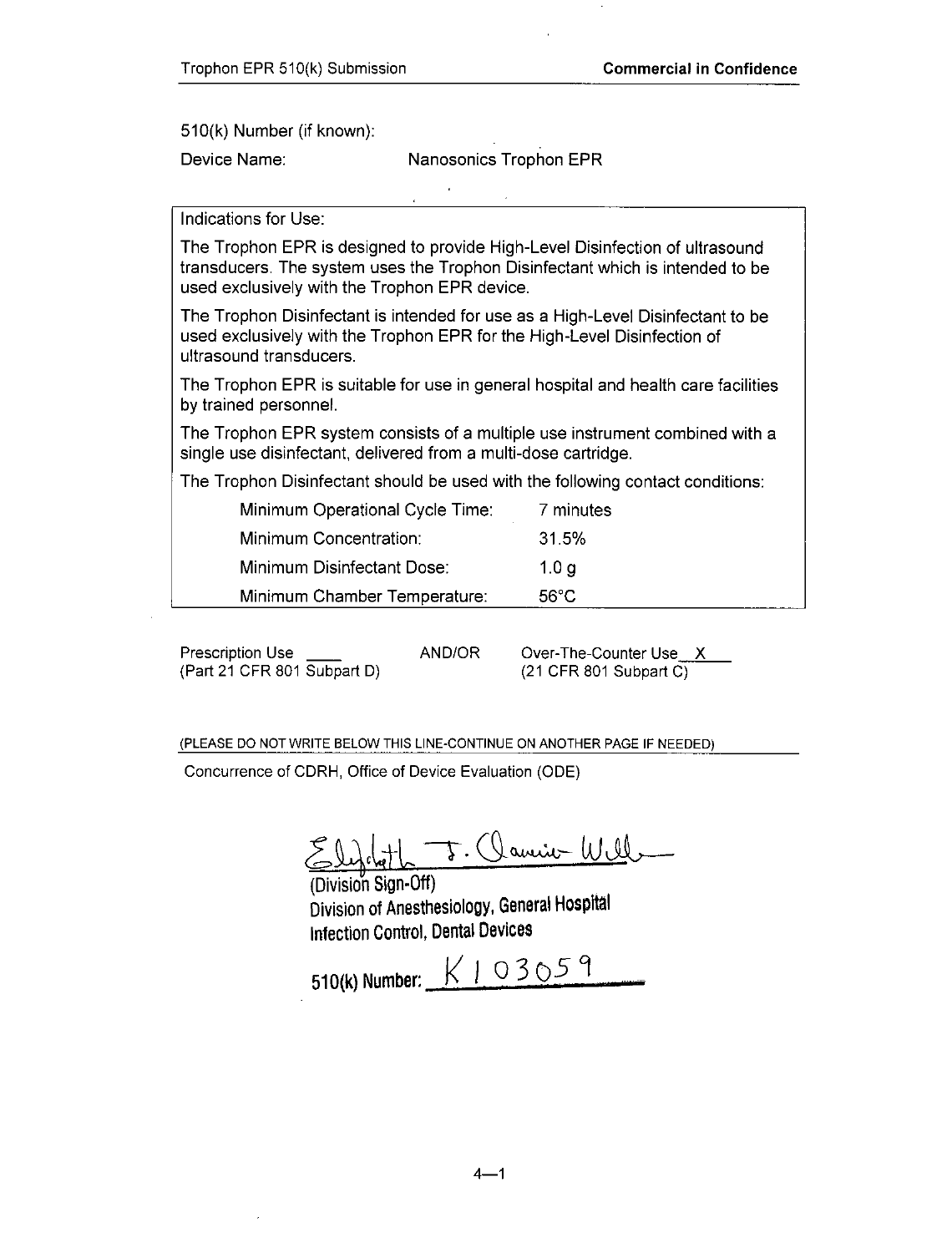510(k) Number (if known):

Device Name: Nanosonics Trophon EPR

Indications for Use:

The Trophon EPR is designed to provide High-Level Disinfection of ultrasound transducers. The system uses the Trophon Disinfectant which is intended to be used exclusively with the Trophon EPR device.

The Trophon Disinfectant is intended for use as a High-Level Disinfectant to be used exclusively with the Trophon EPR for the High-Level Disinfection of ultrasound transducers.

The Trophon EPR is suitable for use in general hospital and health care facilities by trained personnel.

The Trophon EPR system consists of a multiple use instrument combined with a single use disinfectant, delivered from a multi-dose cartridge.

The Trophon Disinfectant should be used with the following contact conditions:

| | |
|---|---|
| Minimum Operational Cycle Time: | 7 minutes |
| Minimum Concentration: | 31.5% |
| Minimum Disinfectant Dose: | 1.0 g |
| Minimum Chamber Temperature: | 56°C |

Prescription Use ____ (Part 21 CFR 801 Subpart D) AND/OR Over-The-Counter Use X (21 CFR 801 Subpart C)

(PLEASE DO NOT WRITE BELOW THIS LINE-CONTINUE ON ANOTHER PAGE IF NEEDED)

Concurrence of CDRH, Office of Device Evaluation (ODE)

Elizabeth F. Claverie Williams

(Division Sign-Off)
Division of Anesthesiology, General Hospital
Infection Control, Dental Devices

510(k) Number: K103059